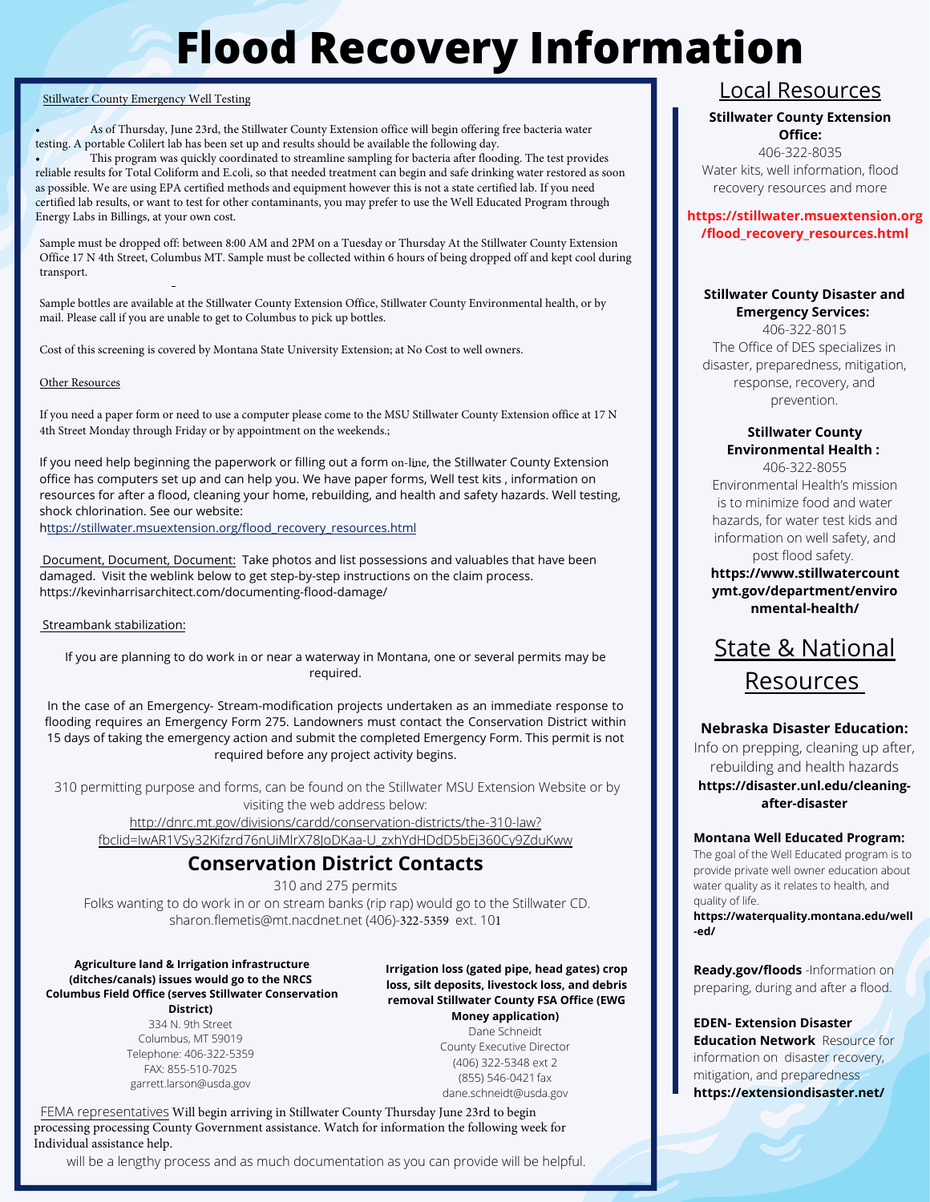# Flood Recovery Information

Stillwater County Emergency Well Testing

- As of Thursday, June 23rd, the Stillwater County Extension office will begin offering free bacteria water testing. A portable Colilert lab has been set up and results should be available the following day.
- This program was quickly coordinated to streamline sampling for bacteria after flooding. The test provides reliable results for Total Coliform and E.coli, so that needed treatment can begin and safe drinking water restored as soon as possible. We are using EPA certified methods and equipment however this is not a state certified lab. If you need certified lab results, or want to test for other contaminants, you may prefer to use the Well Educated Program through Energy Labs in Billings, at your own cost.

Sample must be dropped off: between 8:00 AM and 2PM on a Tuesday or Thursday At the Stillwater County Extension Office 17 N 4th Street, Columbus MT. Sample must be collected within 6 hours of being dropped off and kept cool during transport.

Sample bottles are available at the Stillwater County Extension Office, Stillwater County Environmental health, or by mail. Please call if you are unable to get to Columbus to pick up bottles.

Cost of this screening is covered by Montana State University Extension; at No Cost to well owners.

Other Resources

If you need a paper form or need to use a computer please come to the MSU Stillwater County Extension office at 17 N 4th Street Monday through Friday or by appointment on the weekends.;

If you need help beginning the paperwork or filling out a form on-line, the Stillwater County Extension office has computers set up and can help you. We have paper forms, Well test kits , information on resources for after a flood, cleaning your home, rebuilding, and health and safety hazards. Well testing, shock chlorination. See our website: https://stillwater.msuextension.org/flood_recovery_resources.html

Document, Document, Document: Take photos and list possessions and valuables that have been damaged. Visit the weblink below to get step-by-step instructions on the claim process. https://kevinharrisarchitect.com/documenting-flood-damage/

Streambank stabilization:

If you are planning to do work in or near a waterway in Montana, one or several permits may be required.

In the case of an Emergency- Stream-modification projects undertaken as an immediate response to flooding requires an Emergency Form 275. Landowners must contact the Conservation District within 15 days of taking the emergency action and submit the completed Emergency Form. This permit is not required before any project activity begins.

310 permitting purpose and forms, can be found on the Stillwater MSU Extension Website or by visiting the web address below:
http://dnrc.mt.gov/divisions/cardd/conservation-districts/the-310-law?fbclid=IwAR1VSy32Kifzrd76nUiMlrX78JoDKaa-U_zxhYdHDdD5bEj360Cy9ZduKww

## Conservation District Contacts

310 and 275 permits
Folks wanting to do work in or on stream banks (rip rap) would go to the Stillwater CD.
sharon.flemetis@mt.nacdnet.net (406)-322-5359 ext. 101

**Agriculture land & Irrigation infrastructure (ditches/canals) issues would go to the NRCS Columbus Field Office (serves Stillwater Conservation District)**
334 N. 9th Street
Columbus, MT 59019
Telephone: 406-322-5359
FAX: 855-510-7025
garrett.larson@usda.gov

**Irrigation loss (gated pipe, head gates) crop loss, silt deposits, livestock loss, and debris removal Stillwater County FSA Office (EWG Money application)**
Dane Schneidt
County Executive Director
(406) 322-5348 ext 2
(855) 546-0421 fax
dane.schneidt@usda.gov

FEMA representatives Will begin arriving in Stillwater County Thursday June 23rd to begin processing processing County Government assistance. Watch for information the following week for Individual assistance help.

will be a lengthy process and as much documentation as you can provide will be helpful.

## Local Resources

**Stillwater County Extension Office:**
406-322-8035
Water kits, well information, flood recovery resources and more

**https://stillwater.msuextension.org/flood_recovery_resources.html**

**Stillwater County Disaster and Emergency Services:**
406-322-8015
The Office of DES specializes in disaster, preparedness, mitigation, response, recovery, and prevention.

**Stillwater County Environmental Health :**
406-322-8055
Environmental Health's mission is to minimize food and water hazards, for water test kids and information on well safety, and post flood safety.
**https://www.stillwatercountymt.gov/department/environmental-health/**

## State & National Resources

**Nebraska Disaster Education:**
Info on prepping, cleaning up after, rebuilding and health hazards
**https://disaster.unl.edu/cleaning-after-disaster**

**Montana Well Educated Program:**
The goal of the Well Educated program is to provide private well owner education about water quality as it relates to health, and quality of life.
**https://waterquality.montana.edu/well-ed/**

**Ready.gov/floods** -Information on preparing, during and after a flood.

**EDEN- Extension Disaster Education Network** Resource for information on disaster recovery, mitigation, and preparedness
**https://extensiondisaster.net/**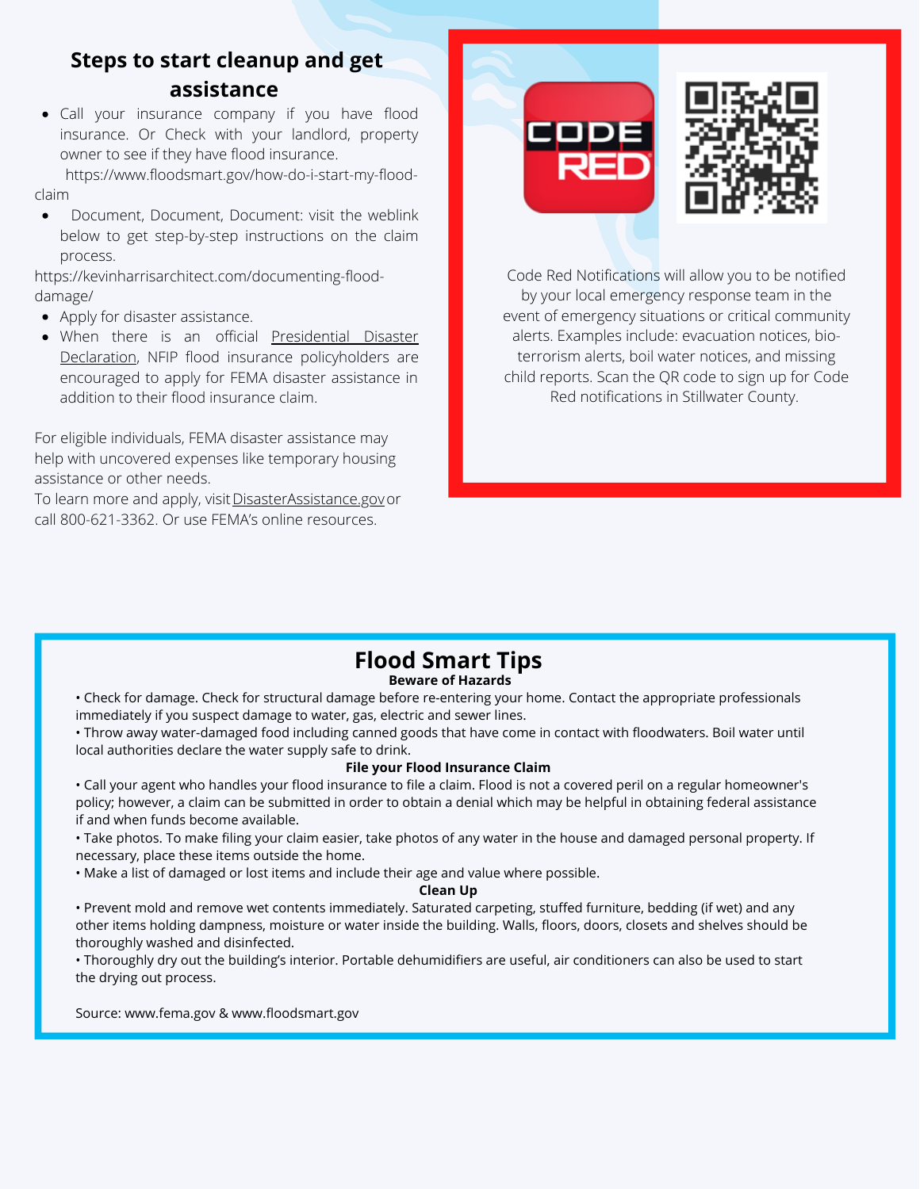## Steps to start cleanup and get assistance

- Call your insurance company if you have flood insurance. Or Check with your landlord, property owner to see if they have flood insurance.

https://www.floodsmart.gov/how-do-i-start-my-flood-claim

- Document, Document, Document: visit the weblink below to get step-by-step instructions on the claim process.

https://kevinharrisarchitect.com/documenting-flood-damage/

- Apply for disaster assistance.
- When there is an official Presidential Disaster Declaration, NFIP flood insurance policyholders are encouraged to apply for FEMA disaster assistance in addition to their flood insurance claim.

For eligible individuals, FEMA disaster assistance may help with uncovered expenses like temporary housing assistance or other needs.

To learn more and apply, visit DisasterAssistance.gov or call 800-621-3362. Or use FEMA's online resources.

CODE RED

Code Red Notifications will allow you to be notified by your local emergency response team in the event of emergency situations or critical community alerts. Examples include: evacuation notices, bio-terrorism alerts, boil water notices, and missing child reports. Scan the QR code to sign up for Code Red notifications in Stillwater County.

## Flood Smart Tips

**Beware of Hazards**

- Check for damage. Check for structural damage before re-entering your home. Contact the appropriate professionals immediately if you suspect damage to water, gas, electric and sewer lines.
- Throw away water-damaged food including canned goods that have come in contact with floodwaters. Boil water until local authorities declare the water supply safe to drink.

**File your Flood Insurance Claim**

- Call your agent who handles your flood insurance to file a claim. Flood is not a covered peril on a regular homeowner's policy; however, a claim can be submitted in order to obtain a denial which may be helpful in obtaining federal assistance if and when funds become available.
- Take photos. To make filing your claim easier, take photos of any water in the house and damaged personal property. If necessary, place these items outside the home.
- Make a list of damaged or lost items and include their age and value where possible.

**Clean Up**

- Prevent mold and remove wet contents immediately. Saturated carpeting, stuffed furniture, bedding (if wet) and any other items holding dampness, moisture or water inside the building. Walls, floors, doors, closets and shelves should be thoroughly washed and disinfected.
- Thoroughly dry out the building's interior. Portable dehumidifiers are useful, air conditioners can also be used to start the drying out process.

Source: www.fema.gov & www.floodsmart.gov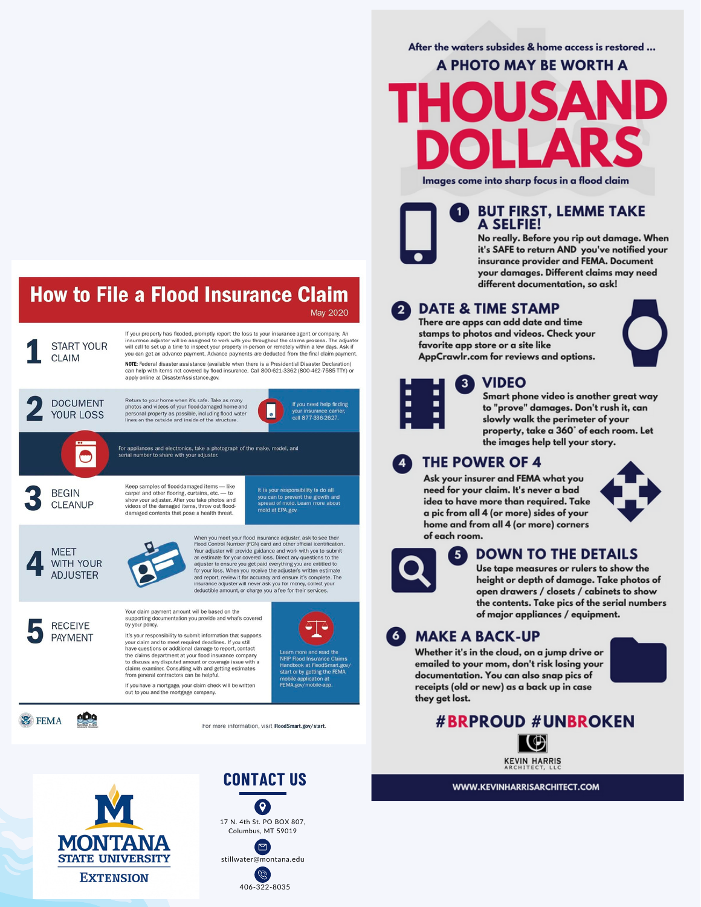# How to File a Flood Insurance Claim

May 2020

## 1 START YOUR CLAIM

If your property has flooded, promptly report the loss to your insurance agent or company. An insurance adjuster will be assigned to work with you throughout the claims process. The adjuster will call to set up a time to inspect your property in-person or remotely within a few days. Ask if you can get an advance payment. Advance payments are deducted from the final claim payment.

**NOTE:** Federal disaster assistance (available when there is a Presidential Disaster Declaration) can help with items not covered by flood insurance. Call 800-621-3362 (800-462-7585 TTY) or apply online at DisasterAssistance.gov.

## 2 DOCUMENT YOUR LOSS

Return to your home when it's safe. Take as many photos and videos of your flood-damaged home and personal property as possible, including flood water lines on the outside and inside of the structure.

If you need help finding your insurance carrier, call 877-336-2627.

For appliances and electronics, take a photograph of the make, model, and serial number to share with your adjuster.

## 3 BEGIN CLEANUP

Keep samples of flood-damaged items — like carpet and other flooring, curtains, etc. — to show your adjuster. After you take photos and videos of the damaged items, throw out flood-damaged contents that pose a health threat.

It is your responsibility to do all you can to prevent the growth and spread of mold. Learn more about mold at EPA.gov.

## 4 MEET WITH YOUR ADJUSTER

When you meet your flood insurance adjuster, ask to see their Flood Control Number (FCN) card and other official identification. Your adjuster will provide guidance and work with you to submit an estimate for your covered loss. Direct any questions to the adjuster to ensure you get paid everything you are entitled to for your loss. When you receive the adjuster's written estimate and report, review it for accuracy and ensure it's complete. The insurance adjuster will never ask you for money, collect your deductible amount, or charge you a fee for their services.

## 5 RECEIVE PAYMENT

Your claim payment amount will be based on the supporting documentation you provide and what's covered by your policy.

It's your responsibility to submit information that supports your claim and to meet required deadlines. If you still have questions or additional damage to report, contact the claims department at your flood insurance company to discuss any disputed amount or coverage issue with a claims examiner. Consulting with and getting estimates from general contractors can be helpful.

If you have a mortgage, your claim check will be written out to you and the mortgage company.

Learn more and read the NFIP Flood Insurance Claims Handbook at FloodSmart.gov/start or by getting the FEMA mobile application at FEMA.gov/mobile-app.

FEMA

For more information, visit **FloodSmart.gov/start**.

---

After the waters subsides & home access is restored ...

## A PHOTO MAY BE WORTH A THOUSAND DOLLARS

Images come into sharp focus in a flood claim

### 1 BUT FIRST, LEMME TAKE A SELFIE!

No really. Before you rip out damage. When it's SAFE to return AND you've notified your insurance provider and FEMA. Document your damages. Different claims may need different documentation, so ask!

### 2 DATE & TIME STAMP

There are apps can add date and time stamps to photos and videos. Check your favorite app store or a site like AppCrawlr.com for reviews and options.

### 3 VIDEO

Smart phone video is another great way to "prove" damages. Don't rush it, can slowly walk the perimeter of your property, take a 360° of each room. Let the images help tell your story.

### 4 THE POWER OF 4

Ask your insurer and FEMA what you need for your claim. It's never a bad idea to have more than required. Take a pic from all 4 (or more) sides of your home and from all 4 (or more) corners of each room.

### 5 DOWN TO THE DETAILS

Use tape measures or rulers to show the height or depth of damage. Take photos of open drawers / closets / cabinets to show the contents. Take pics of the serial numbers of major appliances / equipment.

### 6 MAKE A BACK-UP

Whether it's in the cloud, on a jump drive or emailed to your mom, don't risk losing your documentation. You can also snap pics of receipts (old or new) as a back up in case they get lost.

#BRPROUD #UNBROKEN

KEVIN HARRIS ARCHITECT, LLC

WWW.KEVINHARRISARCHITECT.COM

---

MONTANA STATE UNIVERSITY EXTENSION

## CONTACT US

17 N. 4th St. PO BOX 807, Columbus, MT 59019

stillwater@montana.edu

406-322-8035